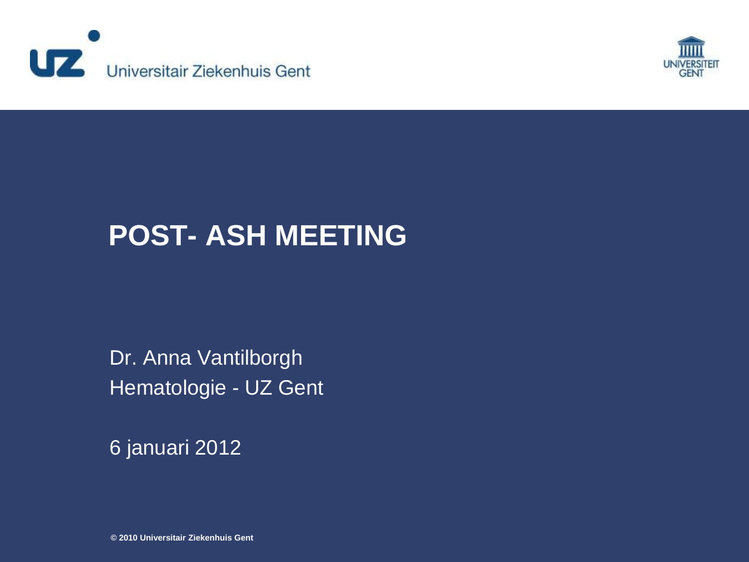Universitair Ziekenhuis Gent

UNIVERSITEIT GENT

# POST- ASH MEETING

Dr. Anna Vantilborgh

Hematologie - UZ Gent

6 januari 2012

**© 2010 Universitair Ziekenhuis Gent**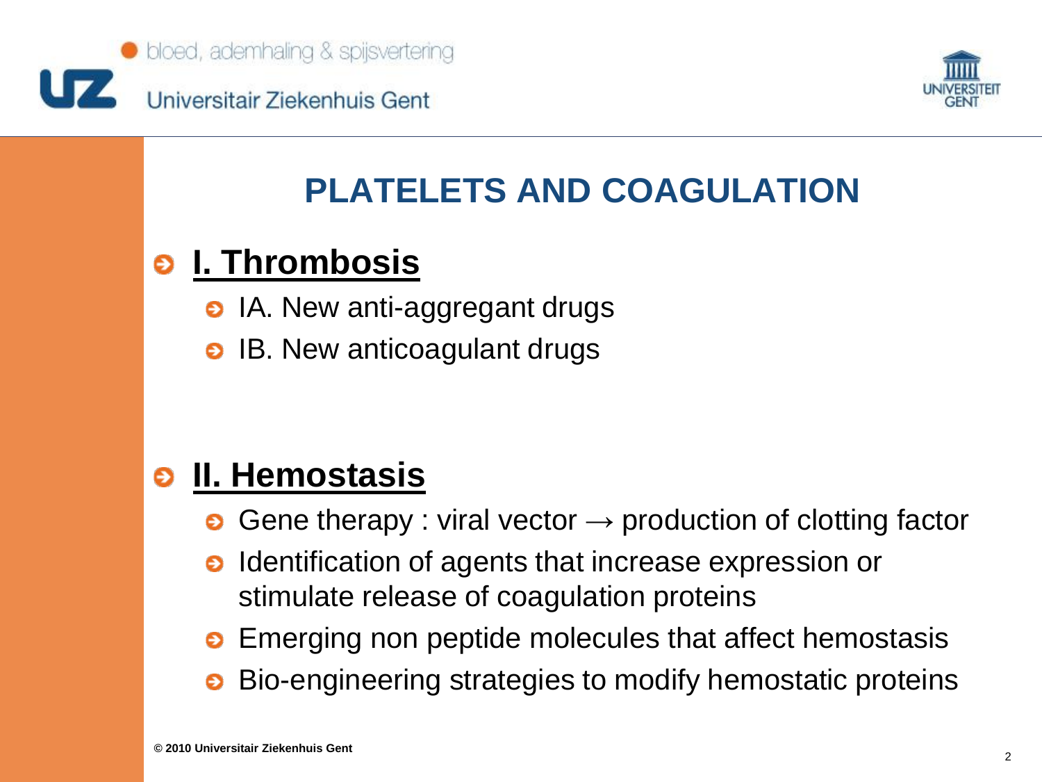# PLATELETS AND COAGULATION

## I. Thrombosis

- IA. New anti-aggregant drugs
- IB. New anticoagulant drugs

## II. Hemostasis

- Gene therapy : viral vector → production of clotting factor
- Identification of agents that increase expression or stimulate release of coagulation proteins
- Emerging non peptide molecules that affect hemostasis
- Bio-engineering strategies to modify hemostatic proteins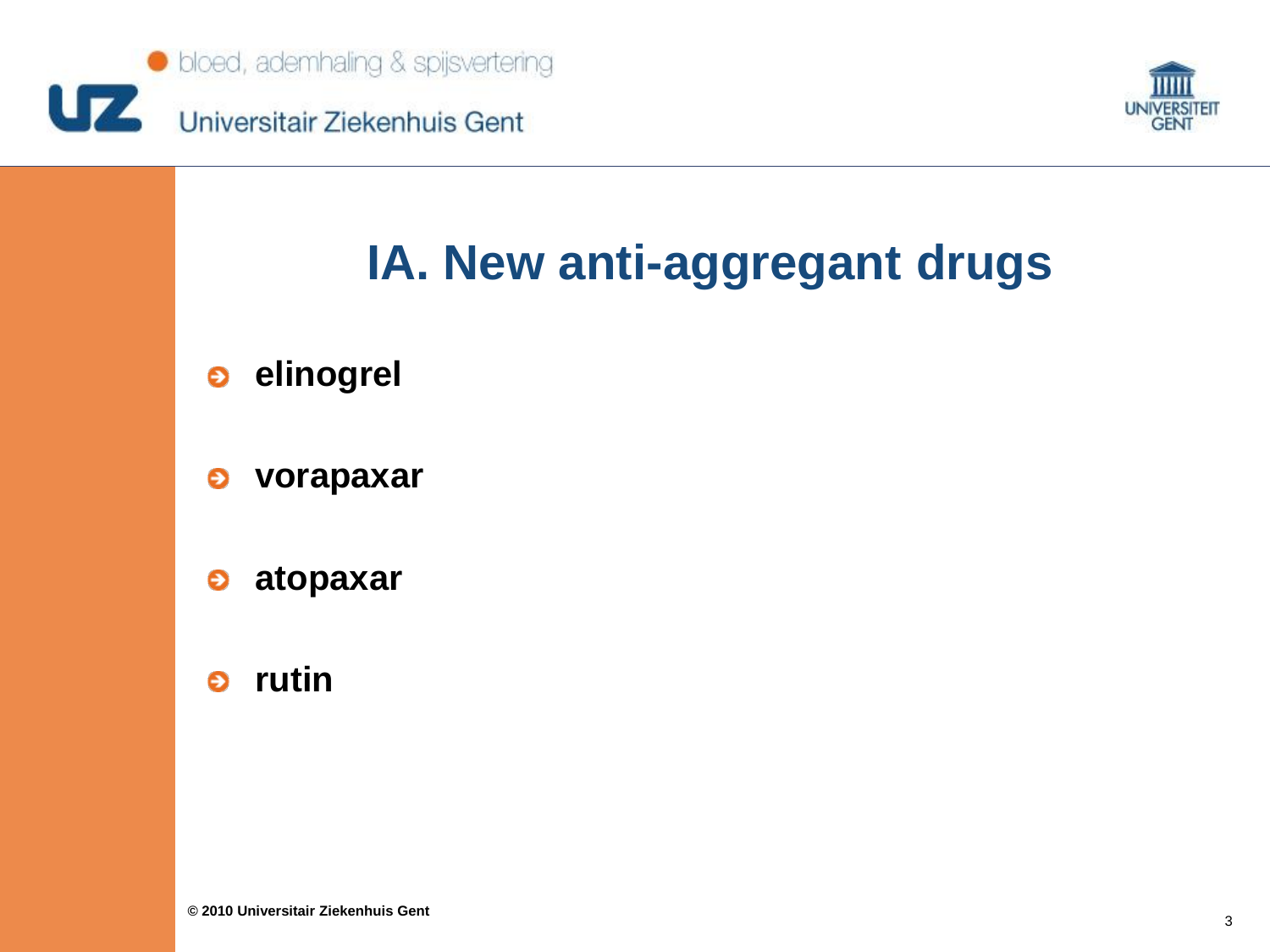# IA. New anti-aggregant drugs

- **elinogrel**
- **vorapaxar**
- **atopaxar**
- **rutin**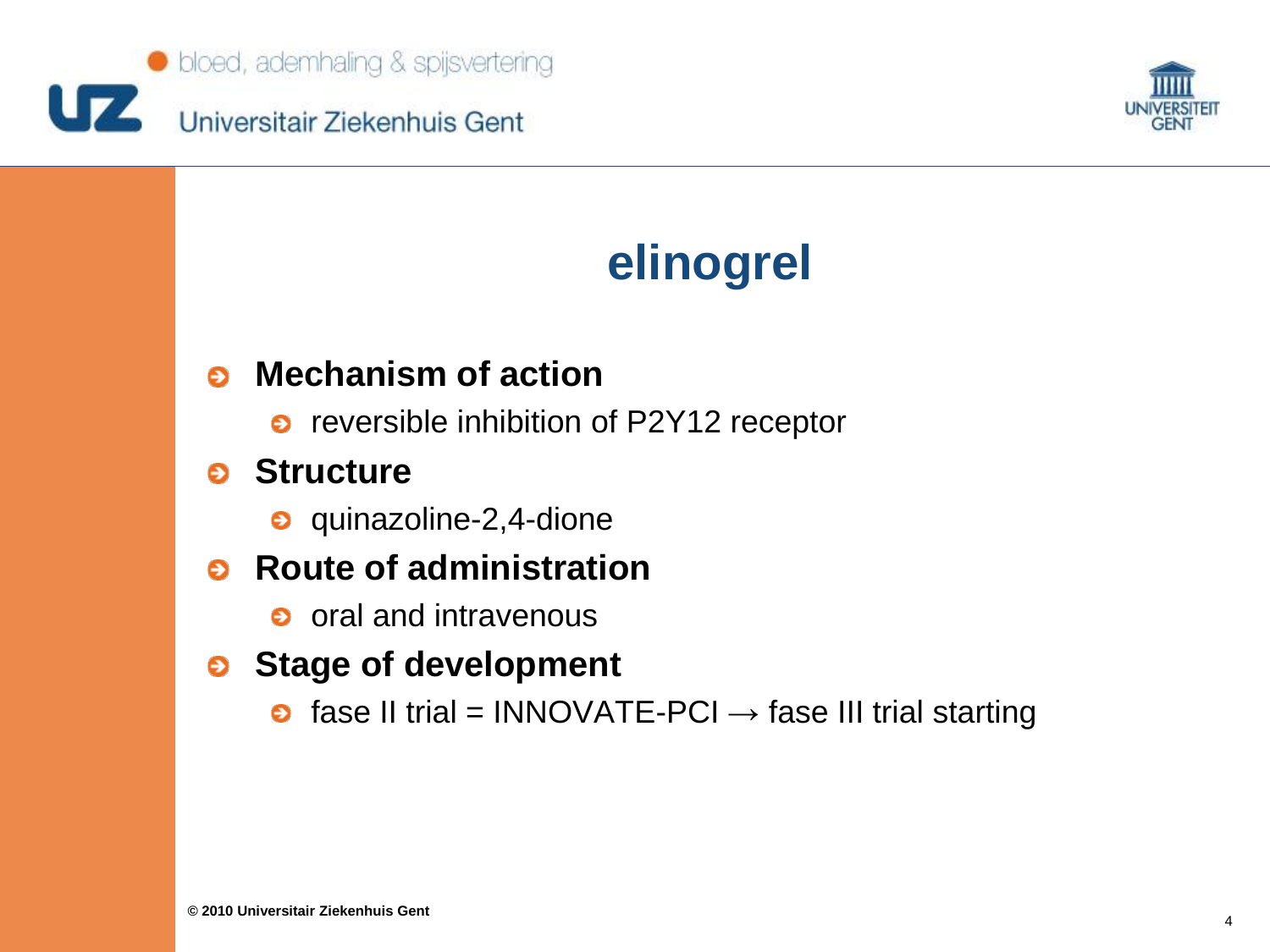# elinogrel

- **Mechanism of action**
  - reversible inhibition of P2Y12 receptor
- **Structure**
  - quinazoline-2,4-dione
- **Route of administration**
  - oral and intravenous
- **Stage of development**
  - fase II trial = INNOVATE-PCI → fase III trial starting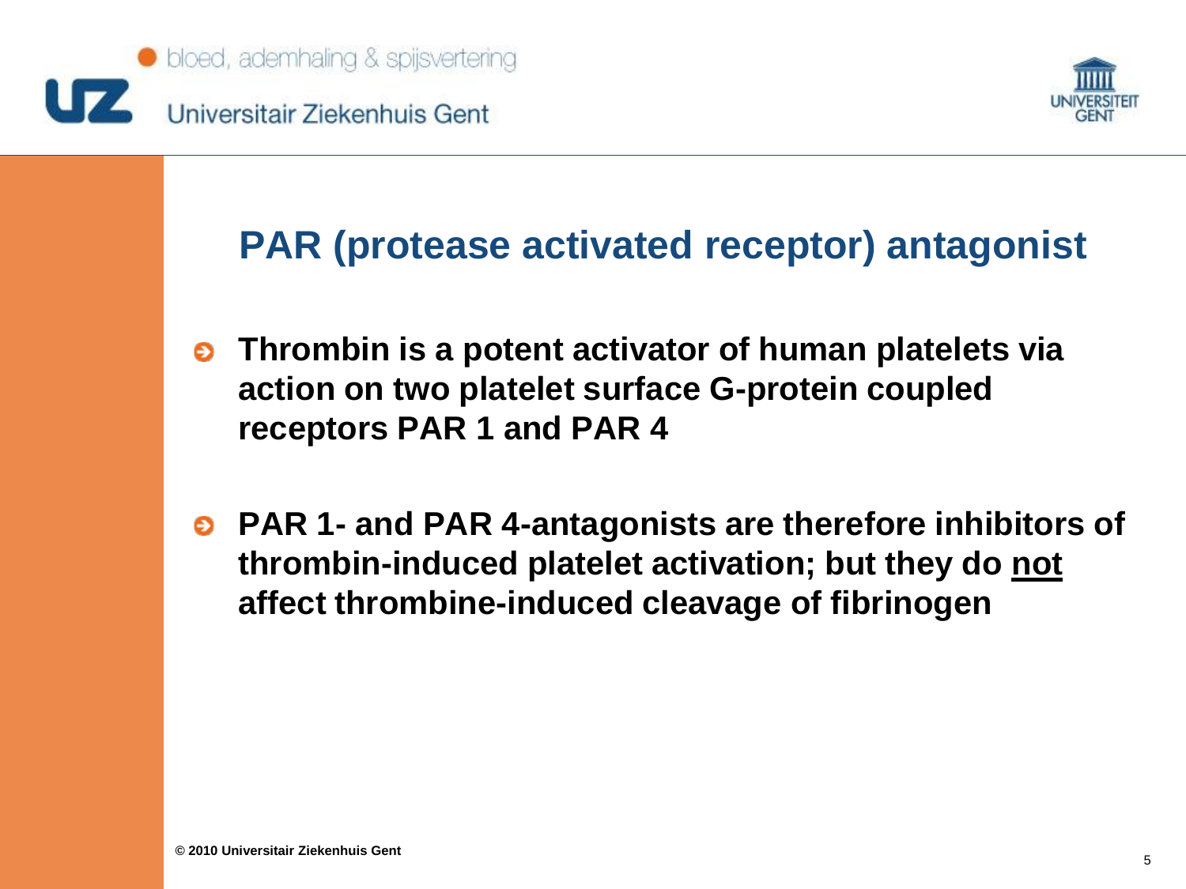# PAR (protease activated receptor) antagonist

- **Thrombin is a potent activator of human platelets via action on two platelet surface G-protein coupled receptors PAR 1 and PAR 4**
- **PAR 1- and PAR 4-antagonists are therefore inhibitors of thrombin-induced platelet activation; but they do <u>not</u> affect thrombine-induced cleavage of fibrinogen**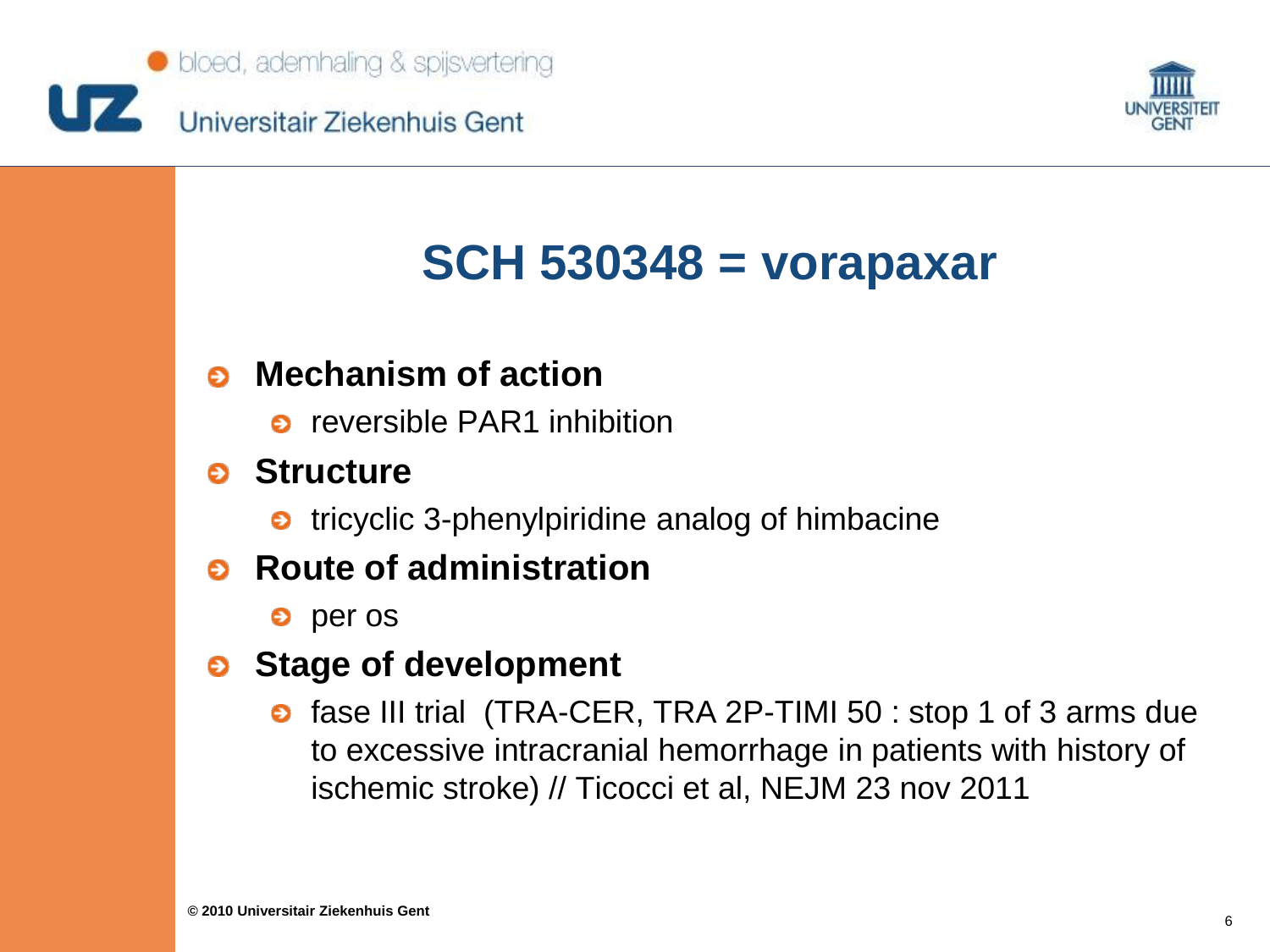# SCH 530348 = vorapaxar

- **Mechanism of action**
  - reversible PAR1 inhibition
- **Structure**
  - tricyclic 3-phenylpiridine analog of himbacine
- **Route of administration**
  - per os
- **Stage of development**
  - fase III trial (TRA-CER, TRA 2P-TIMI 50 : stop 1 of 3 arms due to excessive intracranial hemorrhage in patients with history of ischemic stroke) // Ticocci et al, NEJM 23 nov 2011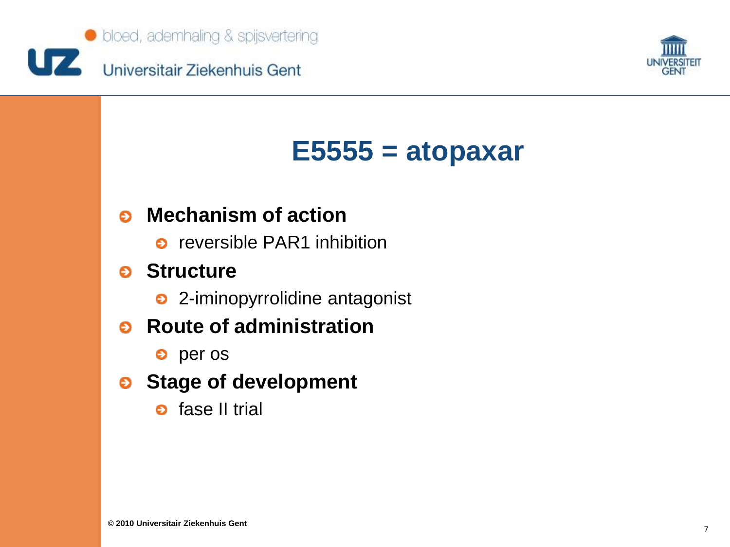# E5555 = atopaxar

- **Mechanism of action**
  - reversible PAR1 inhibition
- **Structure**
  - 2-iminopyrrolidine antagonist
- **Route of administration**
  - per os
- **Stage of development**
  - fase II trial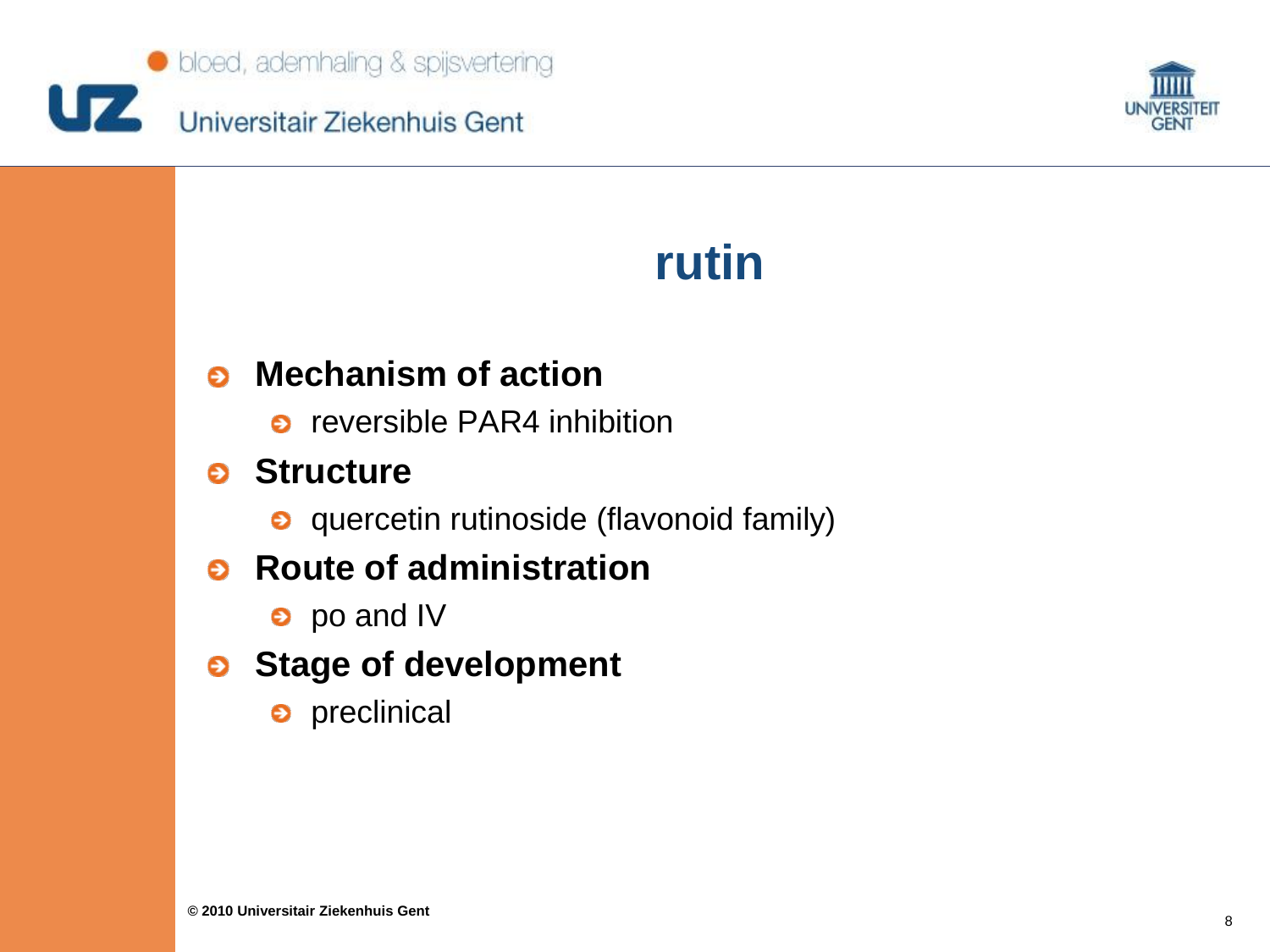# rutin

- **Mechanism of action**
  - reversible PAR4 inhibition
- **Structure**
  - quercetin rutinoside (flavonoid family)
- **Route of administration**
  - po and IV
- **Stage of development**
  - preclinical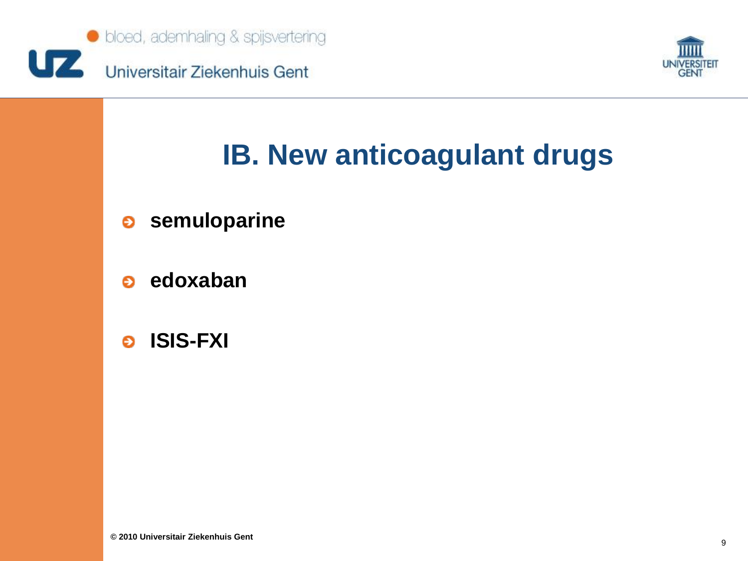# IB. New anticoagulant drugs

- **semuloparine**
- **edoxaban**
- **ISIS-FXI**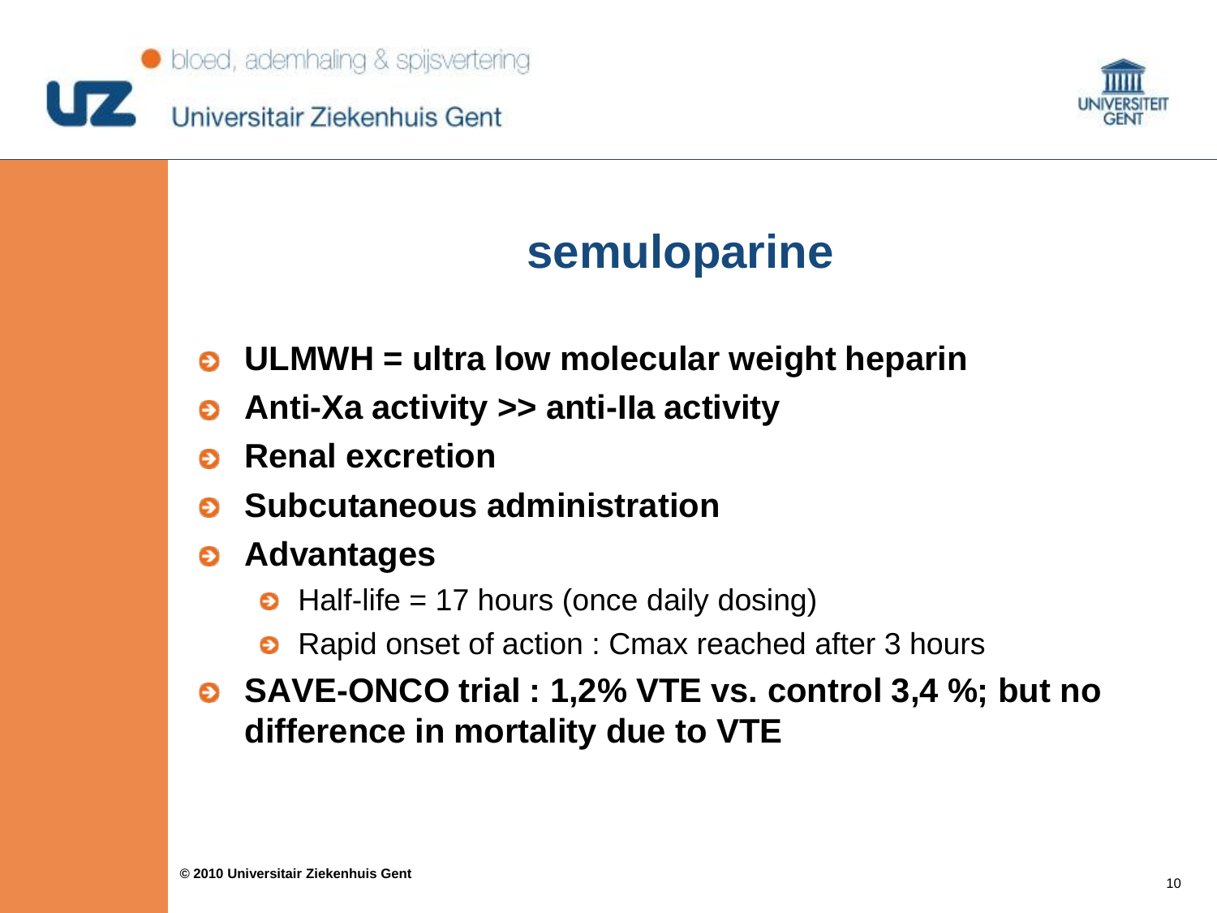# semuloparine

- **ULMWH = ultra low molecular weight heparin**
- **Anti-Xa activity >> anti-IIa activity**
- **Renal excretion**
- **Subcutaneous administration**
- **Advantages**
  - Half-life = 17 hours (once daily dosing)
  - Rapid onset of action : Cmax reached after 3 hours
- **SAVE-ONCO trial : 1,2% VTE vs. control 3,4 %; but no difference in mortality due to VTE**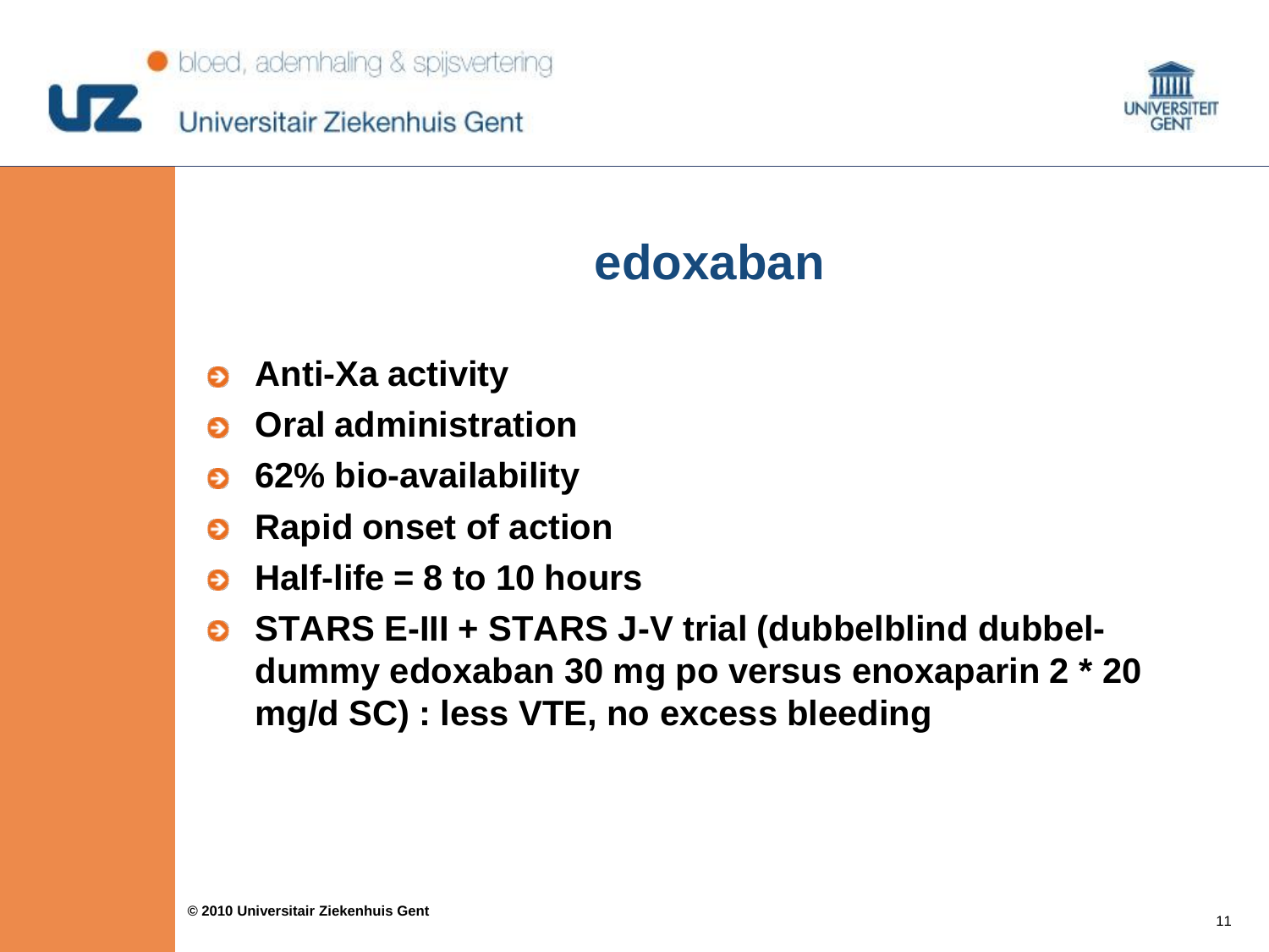# edoxaban

- **Anti-Xa activity**
- **Oral administration**
- **62% bio-availability**
- **Rapid onset of action**
- **Half-life = 8 to 10 hours**
- **STARS E-III + STARS J-V trial (dubbelblind dubbel-dummy edoxaban 30 mg po versus enoxaparin 2 * 20 mg/d SC) : less VTE, no excess bleeding**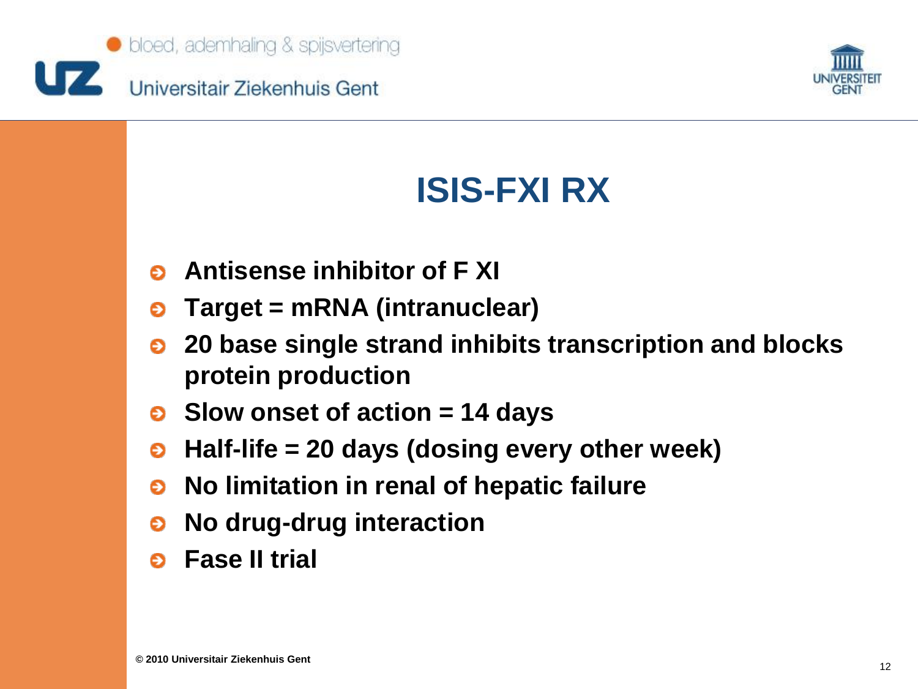# ISIS-FXI RX

- **Antisense inhibitor of F XI**
- **Target = mRNA (intranuclear)**
- **20 base single strand inhibits transcription and blocks protein production**
- **Slow onset of action = 14 days**
- **Half-life = 20 days (dosing every other week)**
- **No limitation in renal of hepatic failure**
- **No drug-drug interaction**
- **Fase II trial**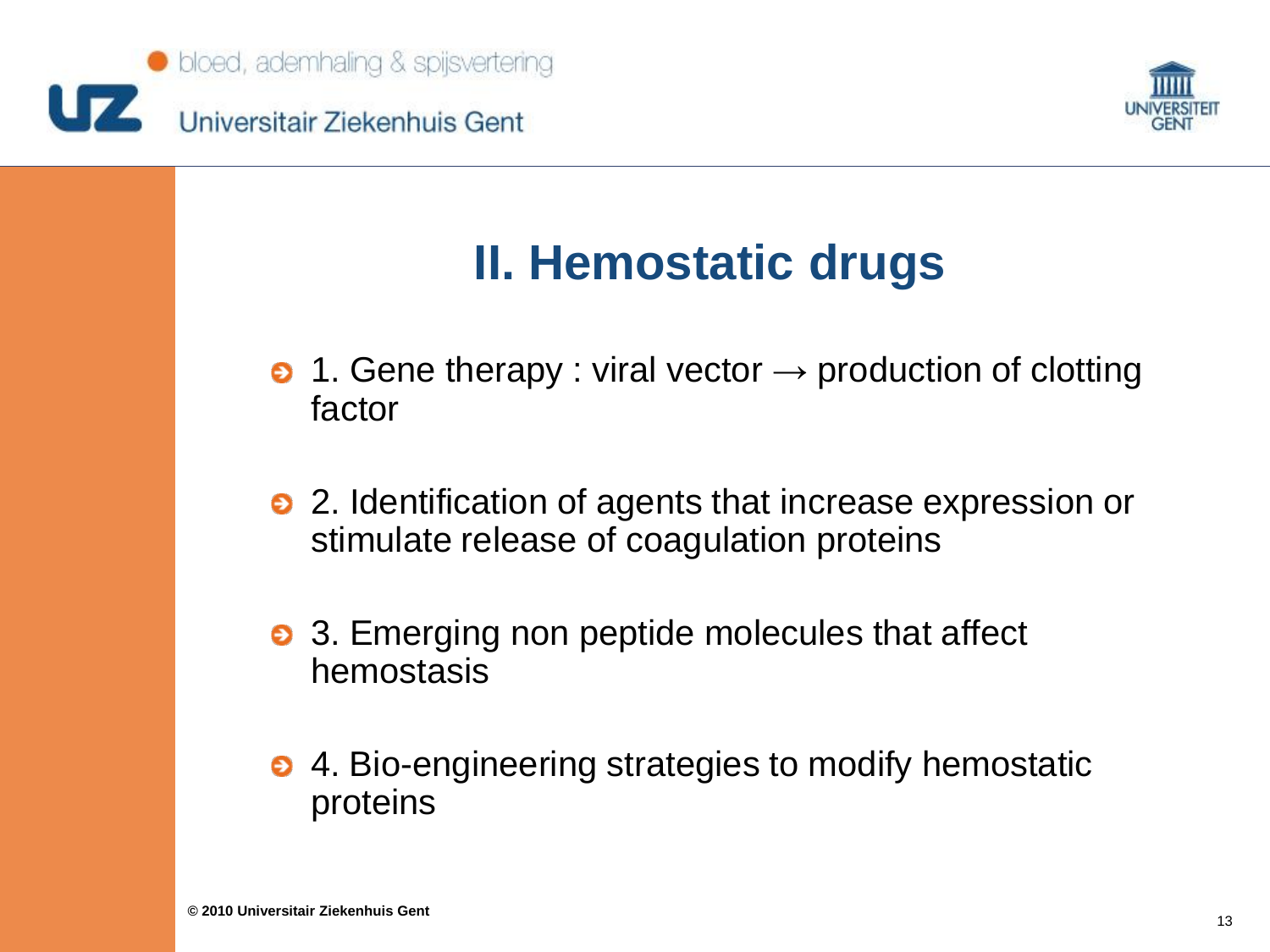# II. Hemostatic drugs

- 1. Gene therapy : viral vector → production of clotting factor
- 2. Identification of agents that increase expression or stimulate release of coagulation proteins
- 3. Emerging non peptide molecules that affect hemostasis
- 4. Bio-engineering strategies to modify hemostatic proteins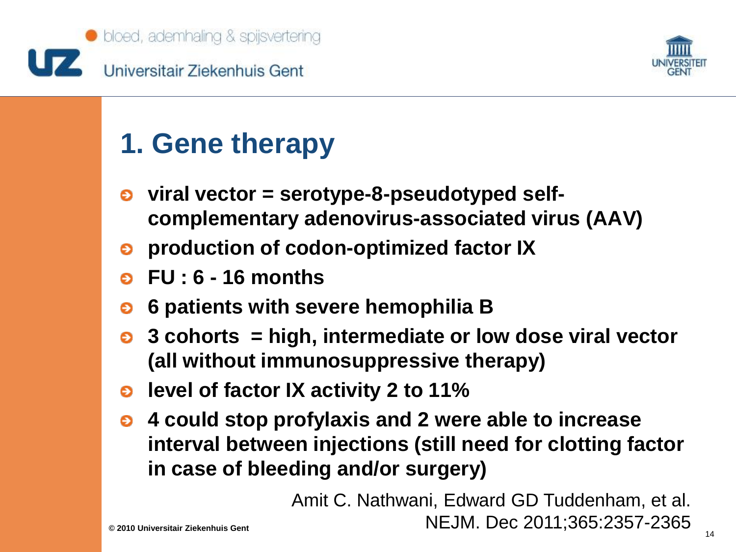# 1. Gene therapy

- **viral vector = serotype-8-pseudotyped self-complementary adenovirus-associated virus (AAV)**
- **production of codon-optimized factor IX**
- **FU : 6 - 16 months**
- **6 patients with severe hemophilia B**
- **3 cohorts = high, intermediate or low dose viral vector (all without immunosuppressive therapy)**
- **level of factor IX activity 2 to 11%**
- **4 could stop profylaxis and 2 were able to increase interval between injections (still need for clotting factor in case of bleeding and/or surgery)**

Amit C. Nathwani, Edward GD Tuddenham, et al. NEJM. Dec 2011;365:2357-2365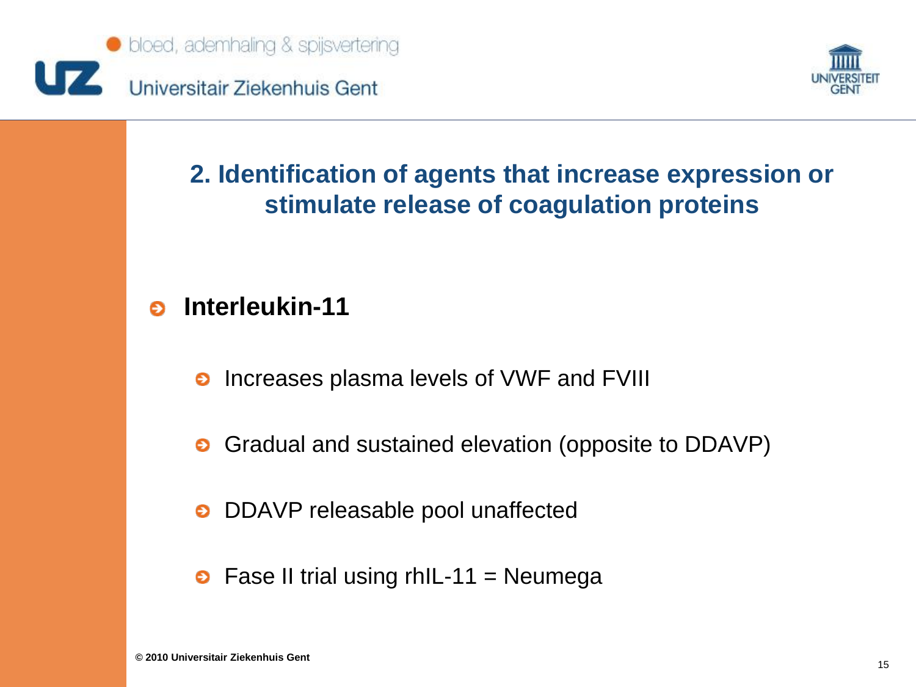## 2. Identification of agents that increase expression or stimulate release of coagulation proteins

- **Interleukin-11**
  - Increases plasma levels of VWF and FVIII
  - Gradual and sustained elevation (opposite to DDAVP)
  - DDAVP releasable pool unaffected
  - Fase II trial using rhIL-11 = Neumega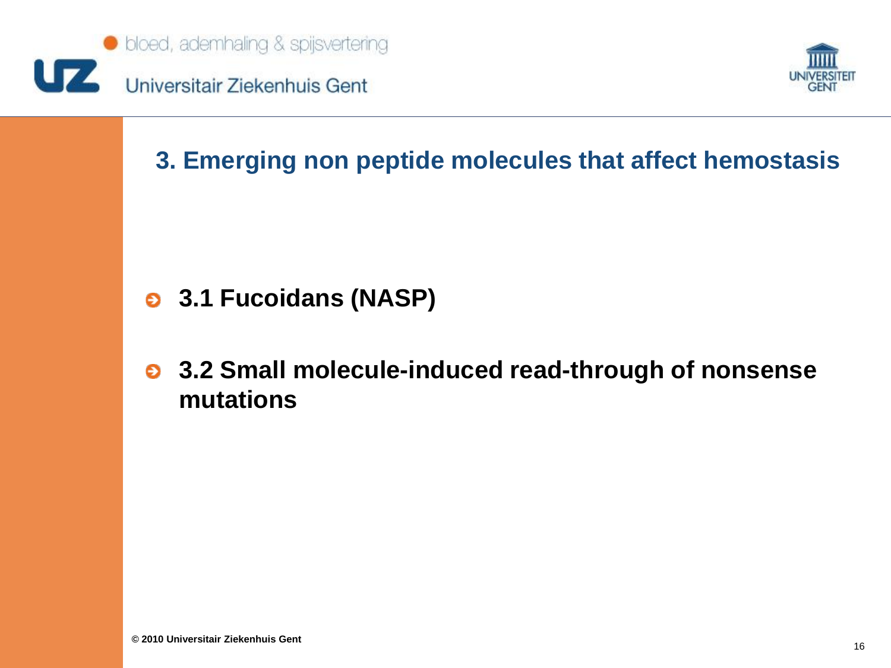## 3. Emerging non peptide molecules that affect hemostasis

- **3.1 Fucoidans (NASP)**
- **3.2 Small molecule-induced read-through of nonsense mutations**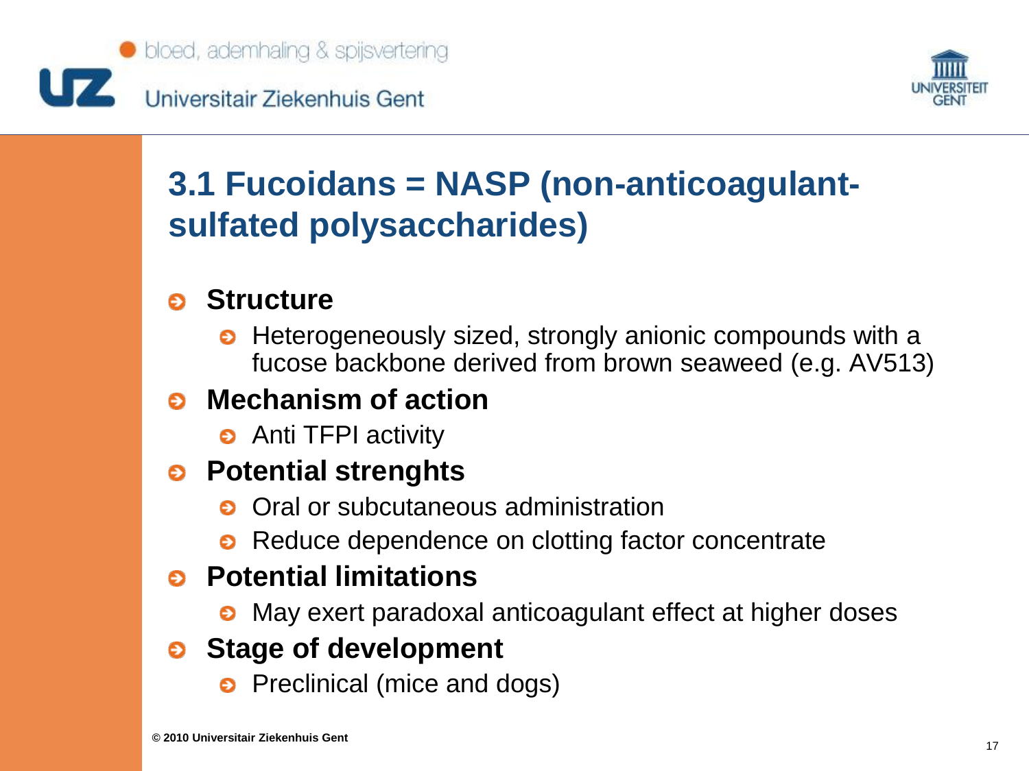# 3.1 Fucoidans = NASP (non-anticoagulant-sulfated polysaccharides)

- **Structure**
  - Heterogeneously sized, strongly anionic compounds with a fucose backbone derived from brown seaweed (e.g. AV513)
- **Mechanism of action**
  - Anti TFPI activity
- **Potential strenghts**
  - Oral or subcutaneous administration
  - Reduce dependence on clotting factor concentrate
- **Potential limitations**
  - May exert paradoxal anticoagulant effect at higher doses
- **Stage of development**
  - Preclinical (mice and dogs)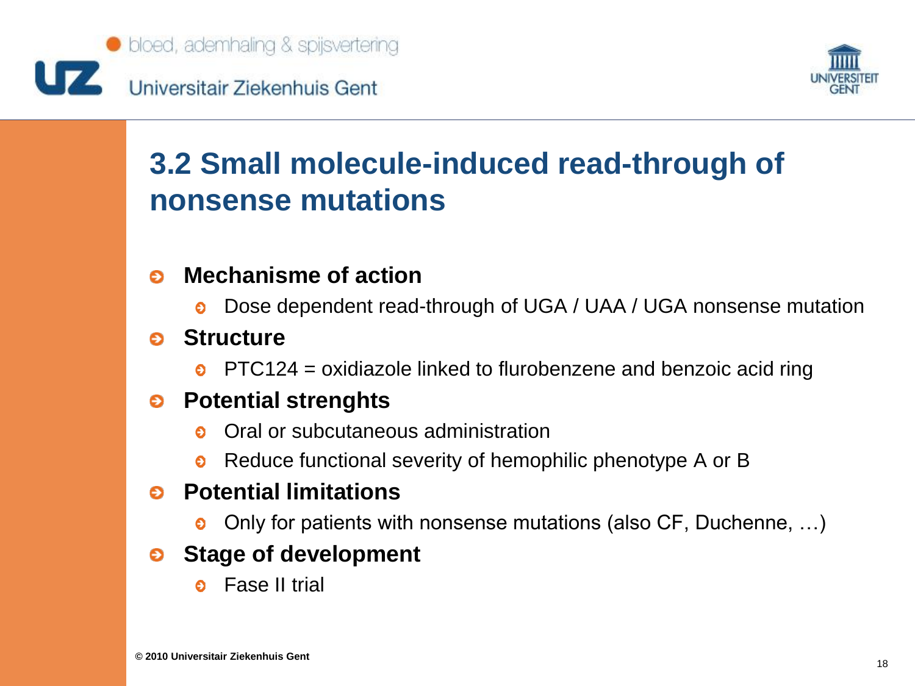## 3.2 Small molecule-induced read-through of nonsense mutations

- **Mechanisme of action**
  - Dose dependent read-through of UGA / UAA / UGA nonsense mutation
- **Structure**
  - PTC124 = oxidiazole linked to flurobenzene and benzoic acid ring
- **Potential strenghts**
  - Oral or subcutaneous administration
  - Reduce functional severity of hemophilic phenotype A or B
- **Potential limitations**
  - Only for patients with nonsense mutations (also CF, Duchenne, …)
- **Stage of development**
  - Fase II trial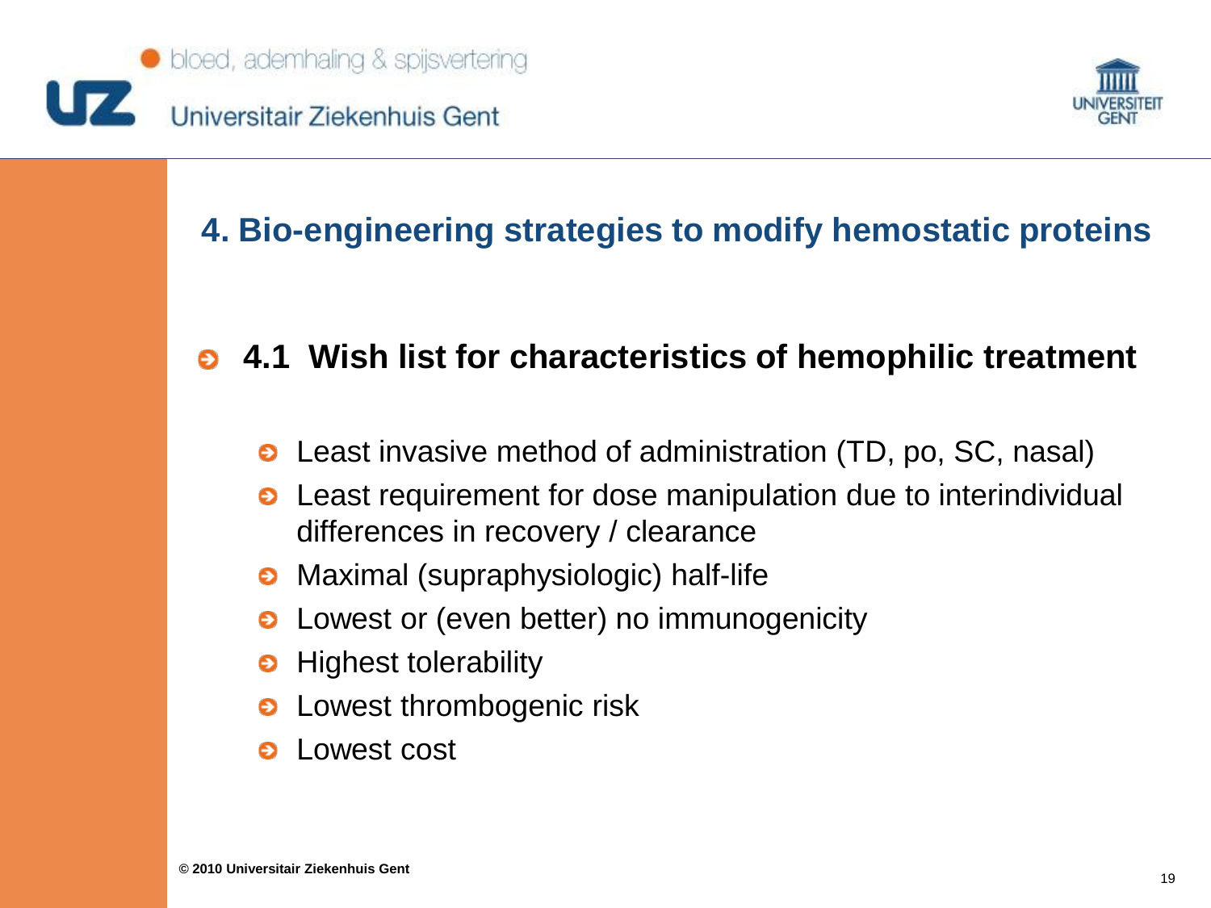## 4. Bio-engineering strategies to modify hemostatic proteins

### 4.1 Wish list for characteristics of hemophilic treatment

- Least invasive method of administration (TD, po, SC, nasal)
- Least requirement for dose manipulation due to interindividual differences in recovery / clearance
- Maximal (supraphysiologic) half-life
- Lowest or (even better) no immunogenicity
- Highest tolerability
- Lowest thrombogenic risk
- Lowest cost

© 2010 Universitair Ziekenhuis Gent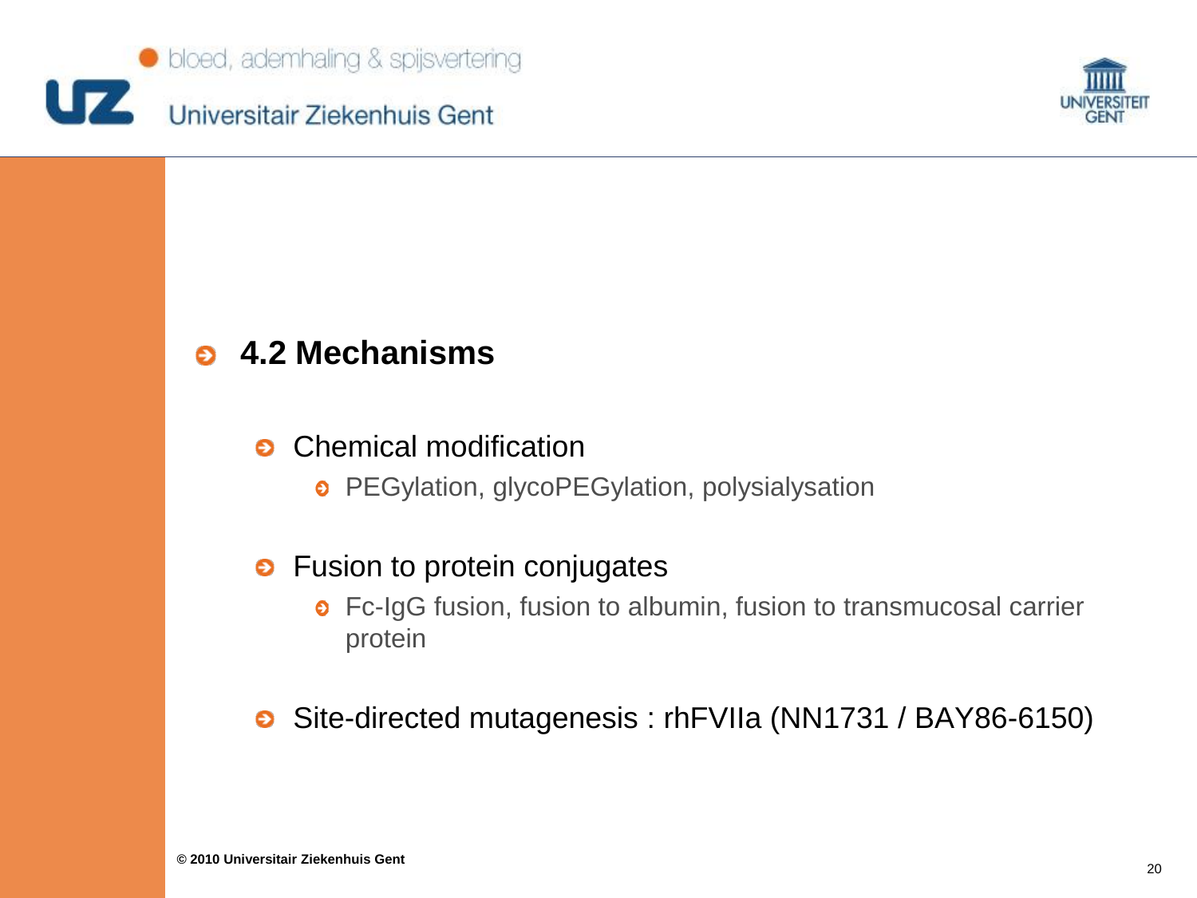## 4.2 Mechanisms

- Chemical modification
  - PEGylation, glycoPEGylation, polysialysation
- Fusion to protein conjugates
  - Fc-IgG fusion, fusion to albumin, fusion to transmucosal carrier protein
- Site-directed mutagenesis : rhFVIIa (NN1731 / BAY86-6150)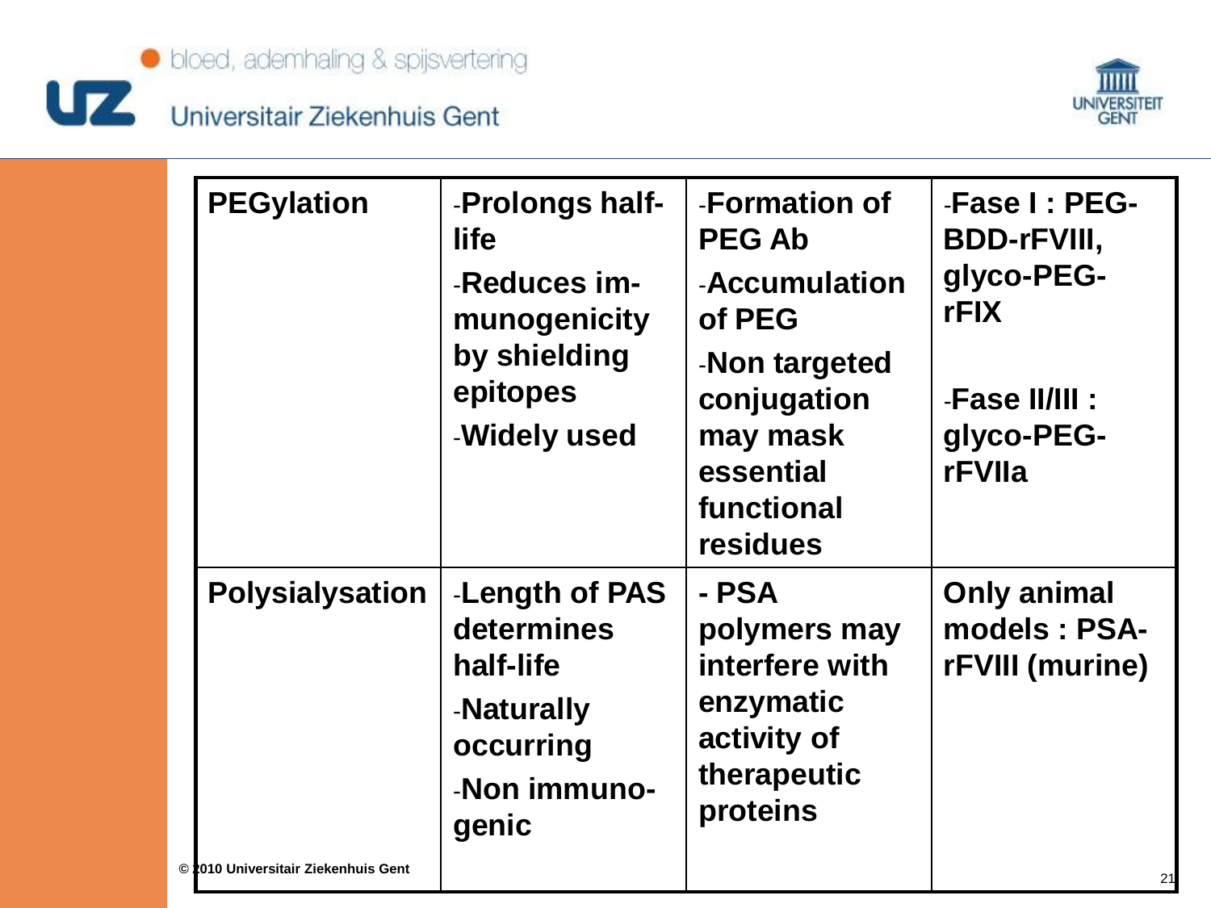| PEGylation | -Prolongs half-life<br>-Reduces im-munogenicity by shielding epitopes<br>-Widely used | -Formation of PEG Ab<br>-Accumulation of PEG<br>-Non targeted conjugation may mask essential functional residues | -Fase I : PEG-BDD-rFVIII, glyco-PEG-rFIX<br>-Fase II/III : glyco-PEG-rFVIIa |
|---|---|---|---|
| Polysialysation | -Length of PAS determines half-life<br>-Naturally occurring<br>-Non immuno-genic | - PSA polymers may interfere with enzymatic activity of therapeutic proteins | Only animal models : PSA-rFVIII (murine) |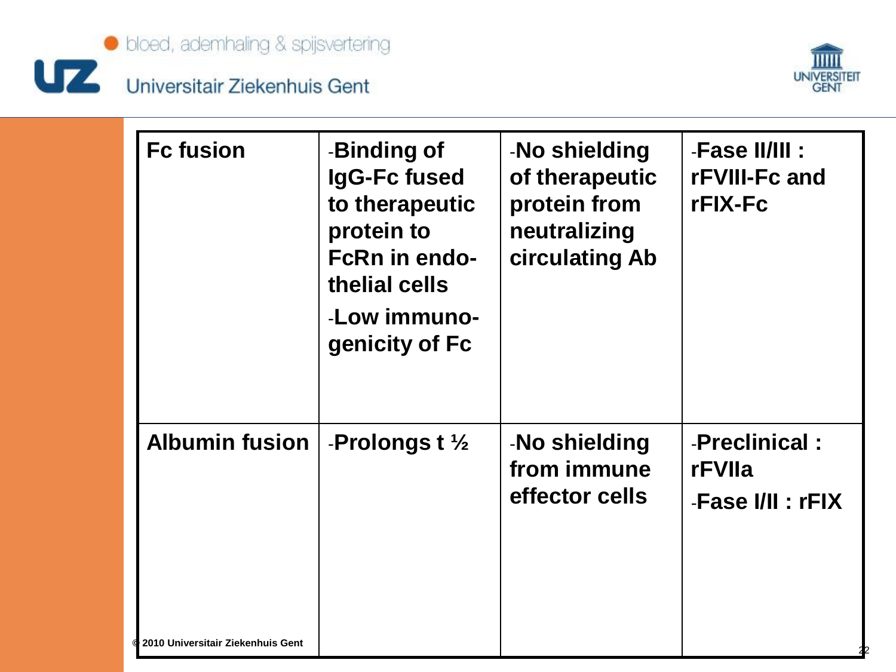| Fc fusion | -Binding of IgG-Fc fused to therapeutic protein to FcRn in endothelial cells<br>-Low immunogenicity of Fc | -No shielding of therapeutic protein from neutralizing circulating Ab | -Fase II/III : rFVIII-Fc and rFIX-Fc |
|---|---|---|---|
| Albumin fusion | -Prolongs t ½ | -No shielding from immune effector cells | -Preclinical : rFVIIa<br>-Fase I/II : rFIX |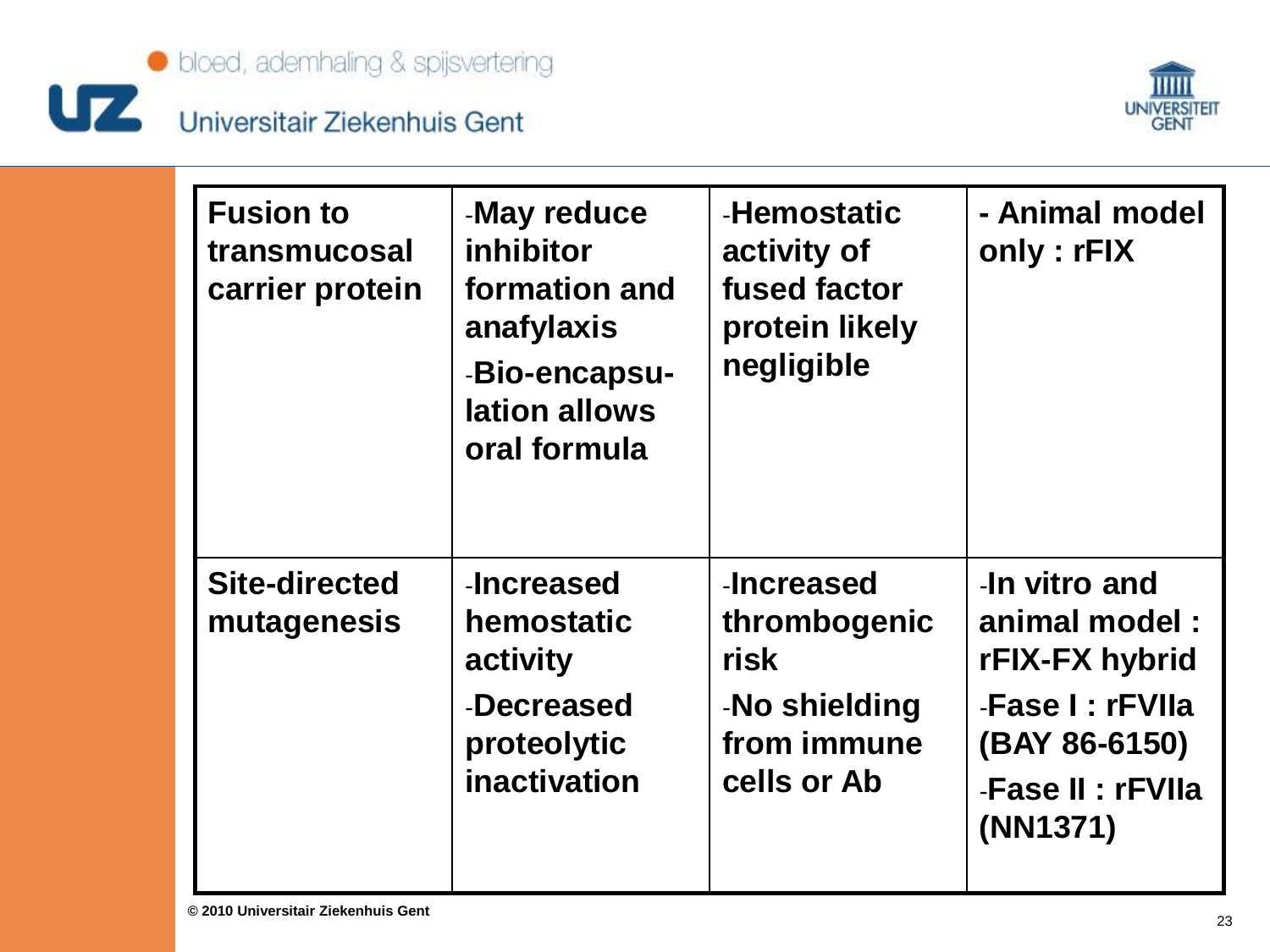| | | | |
|---|---|---|---|
| Fusion to transmucosal carrier protein | -May reduce inhibitor formation and anafylaxis<br>-Bio-encapsu-lation allows oral formula | -Hemostatic activity of fused factor protein likely negligible | - Animal model only : rFIX |
| Site-directed mutagenesis | -Increased hemostatic activity<br>-Decreased proteolytic inactivation | -Increased thrombogenic risk<br>-No shielding from immune cells or Ab | -In vitro and animal model : rFIX-FX hybrid<br>-Fase I : rFVIIa (BAY 86-6150)<br>-Fase II : rFVIIa (NN1371) |

© 2010 Universitair Ziekenhuis Gent